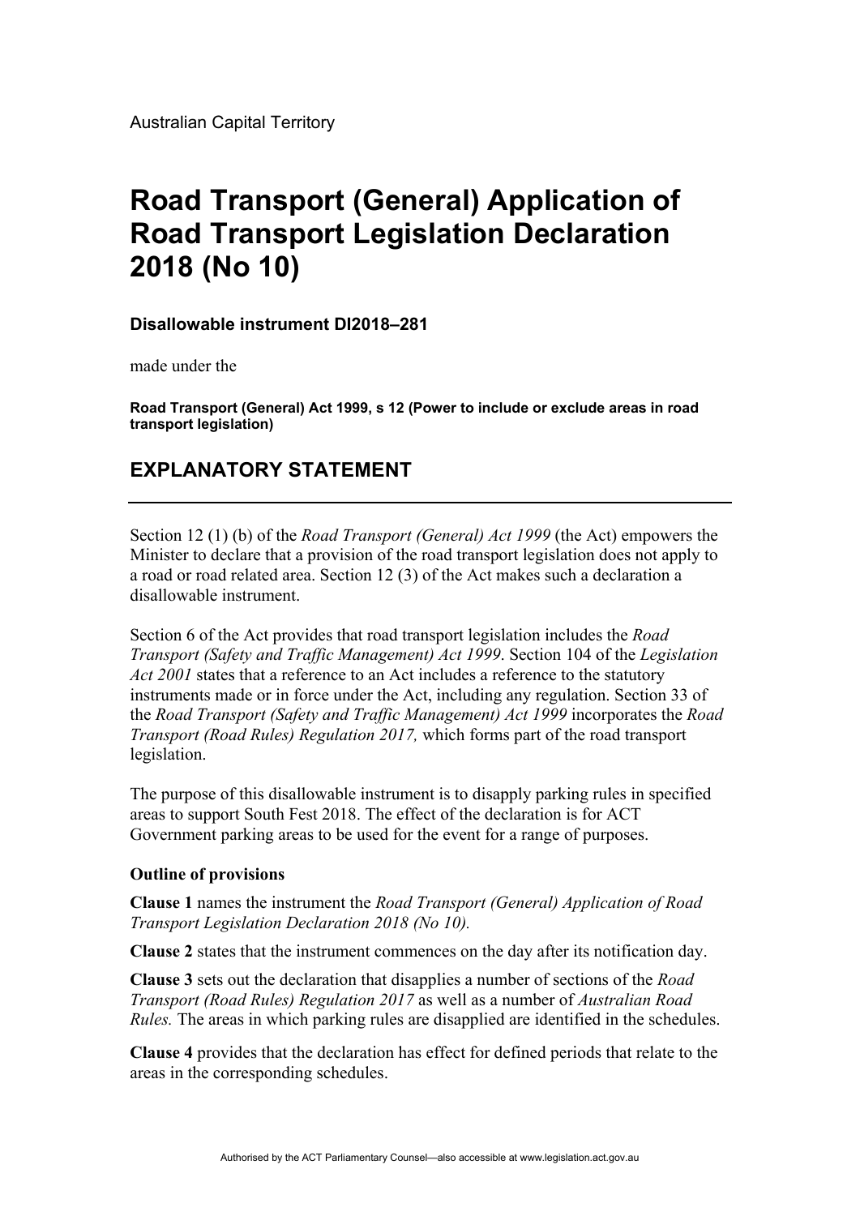Australian Capital Territory

# Road Transport (General) Application of Road Transport Legislation Declaration 2018 (No 10)

**Disallowable instrument DI2018–281**

made under the

**Road Transport (General) Act 1999, s 12 (Power to include or exclude areas in road transport legislation)**

## EXPLANATORY STATEMENT

---

Section 12 (1) (b) of the *Road Transport (General) Act 1999* (the Act) empowers the Minister to declare that a provision of the road transport legislation does not apply to a road or road related area. Section 12 (3) of the Act makes such a declaration a disallowable instrument.

Section 6 of the Act provides that road transport legislation includes the *Road Transport (Safety and Traffic Management) Act 1999*. Section 104 of the *Legislation Act 2001* states that a reference to an Act includes a reference to the statutory instruments made or in force under the Act, including any regulation. Section 33 of the *Road Transport (Safety and Traffic Management) Act 1999* incorporates the *Road Transport (Road Rules) Regulation 2017,* which forms part of the road transport legislation.

The purpose of this disallowable instrument is to disapply parking rules in specified areas to support South Fest 2018. The effect of the declaration is for ACT Government parking areas to be used for the event for a range of purposes.

**Outline of provisions**

**Clause 1** names the instrument the *Road Transport (General) Application of Road Transport Legislation Declaration 2018 (No 10).*

**Clause 2** states that the instrument commences on the day after its notification day.

**Clause 3** sets out the declaration that disapplies a number of sections of the *Road Transport (Road Rules) Regulation 2017* as well as a number of *Australian Road Rules.* The areas in which parking rules are disapplied are identified in the schedules.

**Clause 4** provides that the declaration has effect for defined periods that relate to the areas in the corresponding schedules.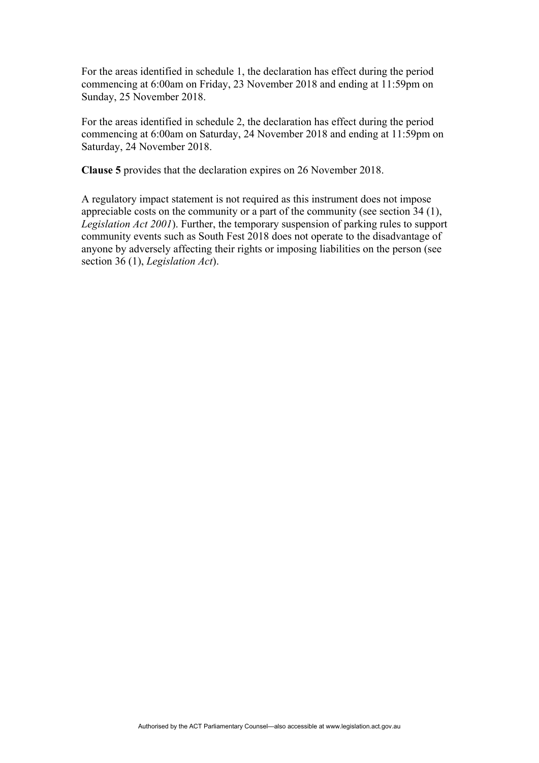For the areas identified in schedule 1, the declaration has effect during the period commencing at 6:00am on Friday, 23 November 2018 and ending at 11:59pm on Sunday, 25 November 2018.

For the areas identified in schedule 2, the declaration has effect during the period commencing at 6:00am on Saturday, 24 November 2018 and ending at 11:59pm on Saturday, 24 November 2018.

**Clause 5** provides that the declaration expires on 26 November 2018.

A regulatory impact statement is not required as this instrument does not impose appreciable costs on the community or a part of the community (see section 34 (1), *Legislation Act 2001*). Further, the temporary suspension of parking rules to support community events such as South Fest 2018 does not operate to the disadvantage of anyone by adversely affecting their rights or imposing liabilities on the person (see section 36 (1), *Legislation Act*).